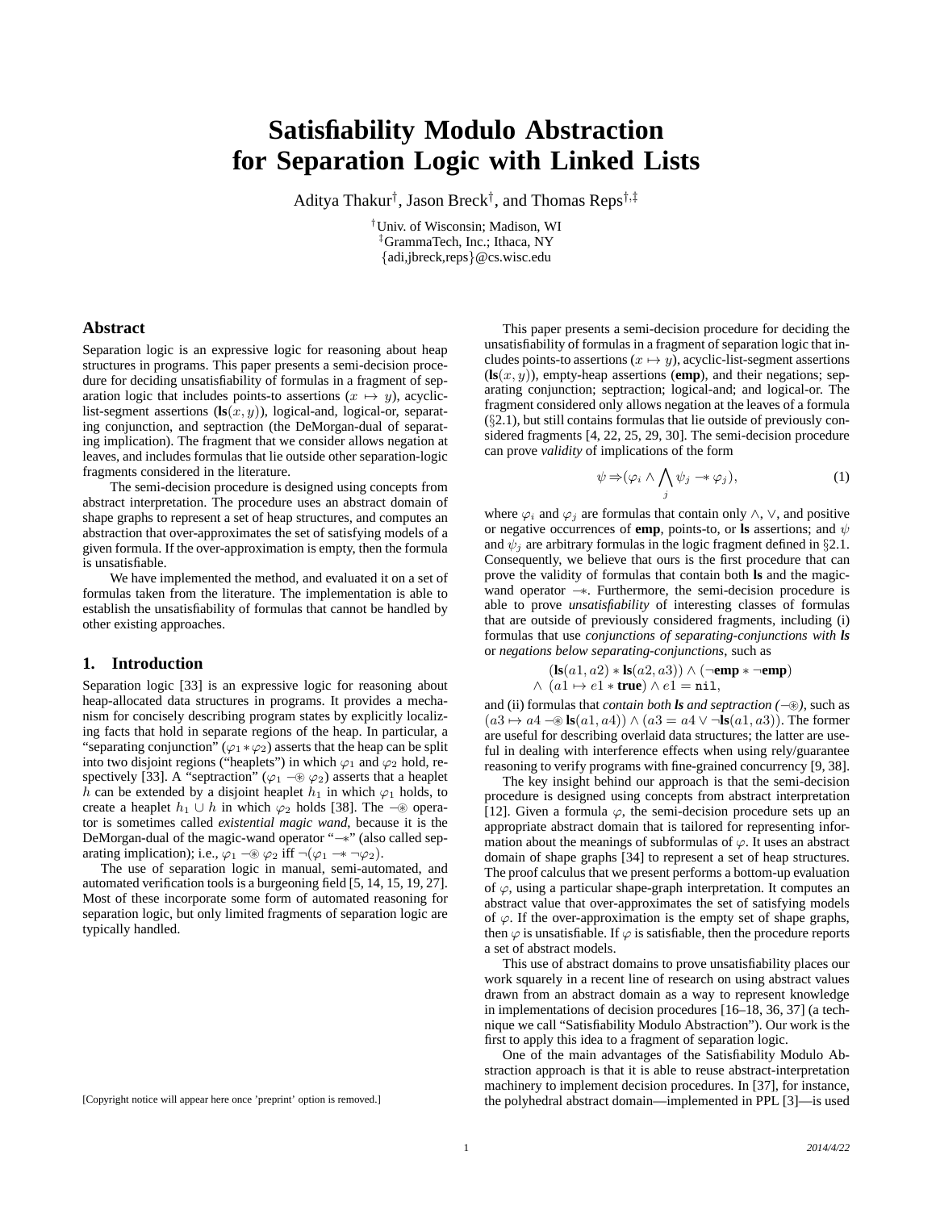# Satisfiability Modulo Abstraction for Separation Logic with Linked Lists

Aditya Thakur[†], Jason Breck[†], and Thomas Reps[†,‡]

[†]Univ. of Wisconsin; Madison, WI
[‡]GrammaTech, Inc.; Ithaca, NY
{adi,jbreck,reps}@cs.wisc.edu

## Abstract

Separation logic is an expressive logic for reasoning about heap structures in programs. This paper presents a semi-decision procedure for deciding unsatisfiability of formulas in a fragment of separation logic that includes points-to assertions ($x \mapsto y$), acyclic-list-segment assertions ($\mathbf{ls}(x, y)$), logical-and, logical-or, separating conjunction, and septraction (the DeMorgan-dual of separating implication). The fragment that we consider allows negation at leaves, and includes formulas that lie outside other separation-logic fragments considered in the literature.

The semi-decision procedure is designed using concepts from abstract interpretation. The procedure uses an abstract domain of shape graphs to represent a set of heap structures, and computes an abstraction that over-approximates the set of satisfying models of a given formula. If the over-approximation is empty, then the formula is unsatisfiable.

We have implemented the method, and evaluated it on a set of formulas taken from the literature. The implementation is able to establish the unsatisfiability of formulas that cannot be handled by other existing approaches.

## 1. Introduction

Separation logic [33] is an expressive logic for reasoning about heap-allocated data structures in programs. It provides a mechanism for concisely describing program states by explicitly localizing facts that hold in separate regions of the heap. In particular, a "separating conjunction" ($\varphi_1 * \varphi_2$) asserts that the heap can be split into two disjoint regions ("heaplets") in which $\varphi_1$ and $\varphi_2$ hold, respectively [33]. A "septraction" ($\varphi_1 \mathbin{-\!\circledast} \varphi_2$) asserts that a heaplet $h$ can be extended by a disjoint heaplet $h_1$ in which $\varphi_1$ holds, to create a heaplet $h_1 \cup h$ in which $\varphi_2$ holds [38]. The $\mathbin{-\!\circledast}$ operator is sometimes called *existential magic wand*, because it is the DeMorgan-dual of the magic-wand operator "$\mathbin{-\!*}$" (also called separating implication); i.e., $\varphi_1 \mathbin{-\!\circledast} \varphi_2$ iff $\neg(\varphi_1 \mathbin{-\!*} \neg\varphi_2)$.

The use of separation logic in manual, semi-automated, and automated verification tools is a burgeoning field [5, 14, 15, 19, 27]. Most of these incorporate some form of automated reasoning for separation logic, but only limited fragments of separation logic are typically handled.

This paper presents a semi-decision procedure for deciding the unsatisfiability of formulas in a fragment of separation logic that includes points-to assertions ($x \mapsto y$), acyclic-list-segment assertions ($\mathbf{ls}(x, y)$), empty-heap assertions (**emp**), and their negations; separating conjunction; septraction; logical-and; and logical-or. The fragment considered only allows negation at the leaves of a formula (§2.1), but still contains formulas that lie outside of previously considered fragments [4, 22, 25, 29, 30]. The semi-decision procedure can prove *validity* of implications of the form

$$\psi \Rightarrow (\varphi_i \wedge \bigwedge_j \psi_j \mathbin{-\!*} \varphi_j), \tag{1}$$

where $\varphi_i$ and $\varphi_j$ are formulas that contain only $\wedge$, $\vee$, and positive or negative occurrences of **emp**, points-to, or **ls** assertions; and $\psi$ and $\psi_j$ are arbitrary formulas in the logic fragment defined in §2.1. Consequently, we believe that ours is the first procedure that can prove the validity of formulas that contain both **ls** and the magic-wand operator $\mathbin{-\!*}$. Furthermore, the semi-decision procedure is able to prove *unsatisfiability* of interesting classes of formulas that are outside of previously considered fragments, including (i) formulas that use *conjunctions of separating-conjunctions with* ***ls*** or *negations below separating-conjunctions*, such as

$$(\mathbf{ls}(a1, a2) * \mathbf{ls}(a2, a3)) \wedge (\neg\mathbf{emp} * \neg\mathbf{emp})$$
$$\wedge\ (a1 \mapsto e1 * \mathbf{true}) \wedge e1 = \mathtt{nil},$$

and (ii) formulas that *contain both* ***ls*** *and septraction* ($\mathbin{-\!\circledast}$), such as $(a3 \mapsto a4 \mathbin{-\!\circledast} \mathbf{ls}(a1, a4)) \wedge (a3 = a4 \vee \neg\mathbf{ls}(a1, a3))$. The former are useful for describing overlaid data structures; the latter are useful in dealing with interference effects when using rely/guarantee reasoning to verify programs with fine-grained concurrency [9, 38].

The key insight behind our approach is that the semi-decision procedure is designed using concepts from abstract interpretation [12]. Given a formula $\varphi$, the semi-decision procedure sets up an appropriate abstract domain that is tailored for representing information about the meanings of subformulas of $\varphi$. It uses an abstract domain of shape graphs [34] to represent a set of heap structures. The proof calculus that we present performs a bottom-up evaluation of $\varphi$, using a particular shape-graph interpretation. It computes an abstract value that over-approximates the set of satisfying models of $\varphi$. If the over-approximation is the empty set of shape graphs, then $\varphi$ is unsatisfiable. If $\varphi$ is satisfiable, then the procedure reports a set of abstract models.

This use of abstract domains to prove unsatisfiability places our work squarely in a recent line of research on using abstract values drawn from an abstract domain as a way to represent knowledge in implementations of decision procedures [16–18, 36, 37] (a technique we call "Satisfiability Modulo Abstraction"). Our work is the first to apply this idea to a fragment of separation logic.

One of the main advantages of the Satisfiability Modulo Abstraction approach is that it is able to reuse abstract-interpretation machinery to implement decision procedures. In [37], for instance, the polyhedral abstract domain—implemented in PPL [3]—is used

[Copyright notice will appear here once 'preprint' option is removed.]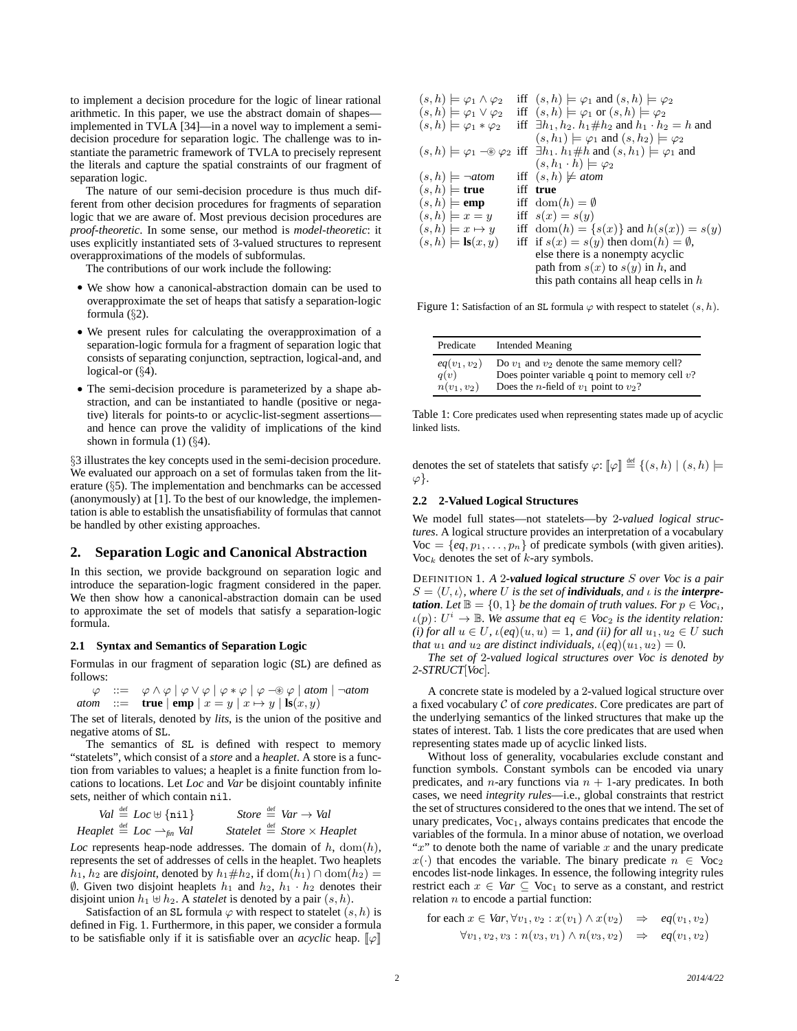to implement a decision procedure for the logic of linear rational arithmetic. In this paper, we use the abstract domain of shapes—implemented in TVLA [34]—in a novel way to implement a semi-decision procedure for separation logic. The challenge was to instantiate the parametric framework of TVLA to precisely represent the literals and capture the spatial constraints of our fragment of separation logic.

The nature of our semi-decision procedure is thus much different from other decision procedures for fragments of separation logic that we are aware of. Most previous decision procedures are *proof-theoretic*. In some sense, our method is *model-theoretic*: it uses explicitly instantiated sets of 3-valued structures to represent overapproximations of the models of subformulas.

The contributions of our work include the following:

- We show how a canonical-abstraction domain can be used to overapproximate the set of heaps that satisfy a separation-logic formula (§2).
- We present rules for calculating the overapproximation of a separation-logic formula for a fragment of separation logic that consists of separating conjunction, septraction, logical-and, and logical-or (§4).
- The semi-decision procedure is parameterized by a shape abstraction, and can be instantiated to handle (positive or negative) literals for points-to or acyclic-list-segment assertions—and hence can prove the validity of implications of the kind shown in formula (1) (§4).

§3 illustrates the key concepts used in the semi-decision procedure. We evaluated our approach on a set of formulas taken from the literature (§5). The implementation and benchmarks can be accessed (anonymously) at [1]. To the best of our knowledge, the implementation is able to establish the unsatisfiability of formulas that cannot be handled by other existing approaches.

## 2. Separation Logic and Canonical Abstraction

In this section, we provide background on separation logic and introduce the separation-logic fragment considered in the paper. We then show how a canonical-abstraction domain can be used to approximate the set of models that satisfy a separation-logic formula.

### 2.1 Syntax and Semantics of Separation Logic

Formulas in our fragment of separation logic (SL) are defined as follows:

$$\begin{array}{rcl} \varphi & ::= & \varphi \wedge \varphi \mid \varphi \vee \varphi \mid \varphi * \varphi \mid \varphi \mathbin{-\!\circledast} \varphi \mid \mathit{atom} \mid \neg \mathit{atom} \\ \mathit{atom} & ::= & \mathbf{true} \mid \mathbf{emp} \mid x = y \mid x \mapsto y \mid \mathbf{ls}(x, y) \end{array}$$

The set of literals, denoted by *lits*, is the union of the positive and negative atoms of SL.

The semantics of SL is defined with respect to memory "statelets", which consist of a *store* and a *heaplet*. A store is a function from variables to values; a heaplet is a finite function from locations to locations. Let *Loc* and *Var* be disjoint countably infinite sets, neither of which contain nil.

$$\mathit{Val} \stackrel{\text{def}}{=} \mathit{Loc} \uplus \{\texttt{nil}\} \qquad \mathit{Store} \stackrel{\text{def}}{=} \mathit{Var} \rightarrow \mathit{Val}$$
$$\mathit{Heaplet} \stackrel{\text{def}}{=} \mathit{Loc} \rightharpoonup_{\mathit{fin}} \mathit{Val} \qquad \mathit{Statelet} \stackrel{\text{def}}{=} \mathit{Store} \times \mathit{Heaplet}$$

*Loc* represents heap-node addresses. The domain of $h$, $\mathrm{dom}(h)$, represents the set of addresses of cells in the heaplet. Two heaplets $h_1, h_2$ are *disjoint*, denoted by $h_1 \# h_2$, if $\mathrm{dom}(h_1) \cap \mathrm{dom}(h_2) = \emptyset$. Given two disjoint heaplets $h_1$ and $h_2$, $h_1 \cdot h_2$ denotes their disjoint union $h_1 \uplus h_2$. A *statelet* is denoted by a pair $(s, h)$.

Satisfaction of an SL formula $\varphi$ with respect to statelet $(s, h)$ is defined in Fig. 1. Furthermore, in this paper, we consider a formula to be satisfiable only if it is satisfiable over an *acyclic* heap. $[\![\varphi]\!]$ denotes the set of statelets that satisfy $\varphi$: $[\![\varphi]\!] \stackrel{\text{def}}{=} \{(s, h) \mid (s, h) \models \varphi\}$.

| | | |
|---|---|---|
| $(s,h) \models \varphi_1 \wedge \varphi_2$ | iff | $(s,h) \models \varphi_1$ and $(s,h) \models \varphi_2$ |
| $(s,h) \models \varphi_1 \vee \varphi_2$ | iff | $(s,h) \models \varphi_1$ or $(s,h) \models \varphi_2$ |
| $(s,h) \models \varphi_1 * \varphi_2$ | iff | $\exists h_1, h_2.\ h_1 \# h_2$ and $h_1 \cdot h_2 = h$ and $(s,h_1) \models \varphi_1$ and $(s,h_2) \models \varphi_2$ |
| $(s,h) \models \varphi_1 \mathbin{-\!\circledast} \varphi_2$ | iff | $\exists h_1.\ h_1 \# h$ and $(s,h_1) \models \varphi_1$ and $(s, h_1 \cdot h) \models \varphi_2$ |
| $(s,h) \models \neg \mathit{atom}$ | iff | $(s,h) \not\models \mathit{atom}$ |
| $(s,h) \models \mathbf{true}$ | iff | **true** |
| $(s,h) \models \mathbf{emp}$ | iff | $\mathrm{dom}(h) = \emptyset$ |
| $(s,h) \models x = y$ | iff | $s(x) = s(y)$ |
| $(s,h) \models x \mapsto y$ | iff | $\mathrm{dom}(h) = \{s(x)\}$ and $h(s(x)) = s(y)$ |
| $(s,h) \models \mathbf{ls}(x,y)$ | iff | if $s(x) = s(y)$ then $\mathrm{dom}(h) = \emptyset$, else there is a nonempty acyclic path from $s(x)$ to $s(y)$ in $h$, and this path contains all heap cells in $h$ |

Figure 1: Satisfaction of an SL formula $\varphi$ with respect to statelet $(s, h)$.

| Predicate | Intended Meaning |
|---|---|
| $eq(v_1, v_2)$ | Do $v_1$ and $v_2$ denote the same memory cell? |
| $q(v)$ | Does pointer variable q point to memory cell $v$? |
| $n(v_1, v_2)$ | Does the $n$-field of $v_1$ point to $v_2$? |

Table 1: Core predicates used when representing states made up of acyclic linked lists.

### 2.2 2-Valued Logical Structures

We model full states—not statelets—by 2-*valued logical structures*. A logical structure provides an interpretation of a vocabulary $\mathrm{Voc} = \{eq, p_1, \ldots, p_n\}$ of predicate symbols (with given arities). $\mathrm{Voc}_k$ denotes the set of $k$-ary symbols.

DEFINITION 1. *A 2-**valued logical structure** $S$ over Voc is a pair $S = \langle U, \iota \rangle$, where $U$ is the set of **individuals**, and $\iota$ is the **interpretation**. Let $\mathbb{B} = \{0, 1\}$ be the domain of truth values. For $p \in \mathit{Voc}_i$, $\iota(p) \colon U^i \rightarrow \mathbb{B}$. We assume that $eq \in \mathit{Voc}_2$ is the identity relation: (i) for all $u \in U$, $\iota(eq)(u, u) = 1$, and (ii) for all $u_1, u_2 \in U$ such that $u_1$ and $u_2$ are distinct individuals, $\iota(eq)(u_1, u_2) = 0$.*

*The set of 2-valued logical structures over Voc is denoted by 2-STRUCT[Voc].*

A concrete state is modeled by a 2-valued logical structure over a fixed vocabulary $\mathcal{C}$ of *core predicates*. Core predicates are part of the underlying semantics of the linked structures that make up the states of interest. Tab. 1 lists the core predicates that are used when representing states made up of acyclic linked lists.

Without loss of generality, vocabularies exclude constant and function symbols. Constant symbols can be encoded via unary predicates, and $n$-ary functions via $n + 1$-ary predicates. In both cases, we need *integrity rules*—i.e., global constraints that restrict the set of structures considered to the ones that we intend. The set of unary predicates, $\mathrm{Voc}_1$, always contains predicates that encode the variables of the formula. In a minor abuse of notation, we overload "$x$" to denote both the name of variable $x$ and the unary predicate $x(\cdot)$ that encodes the variable. The binary predicate $n \in \mathrm{Voc}_2$ encodes list-node linkages. In essence, the following integrity rules restrict each $x \in \mathit{Var} \subseteq \mathrm{Voc}_1$ to serve as a constant, and restrict relation $n$ to encode a partial function:

$$\begin{array}{rcl} \text{for each } x \in \mathit{Var}, \forall v_1, v_2 : x(v_1) \wedge x(v_2) & \Rightarrow & eq(v_1, v_2) \\ \forall v_1, v_2, v_3 : n(v_3, v_1) \wedge n(v_3, v_2) & \Rightarrow & eq(v_1, v_2) \end{array}$$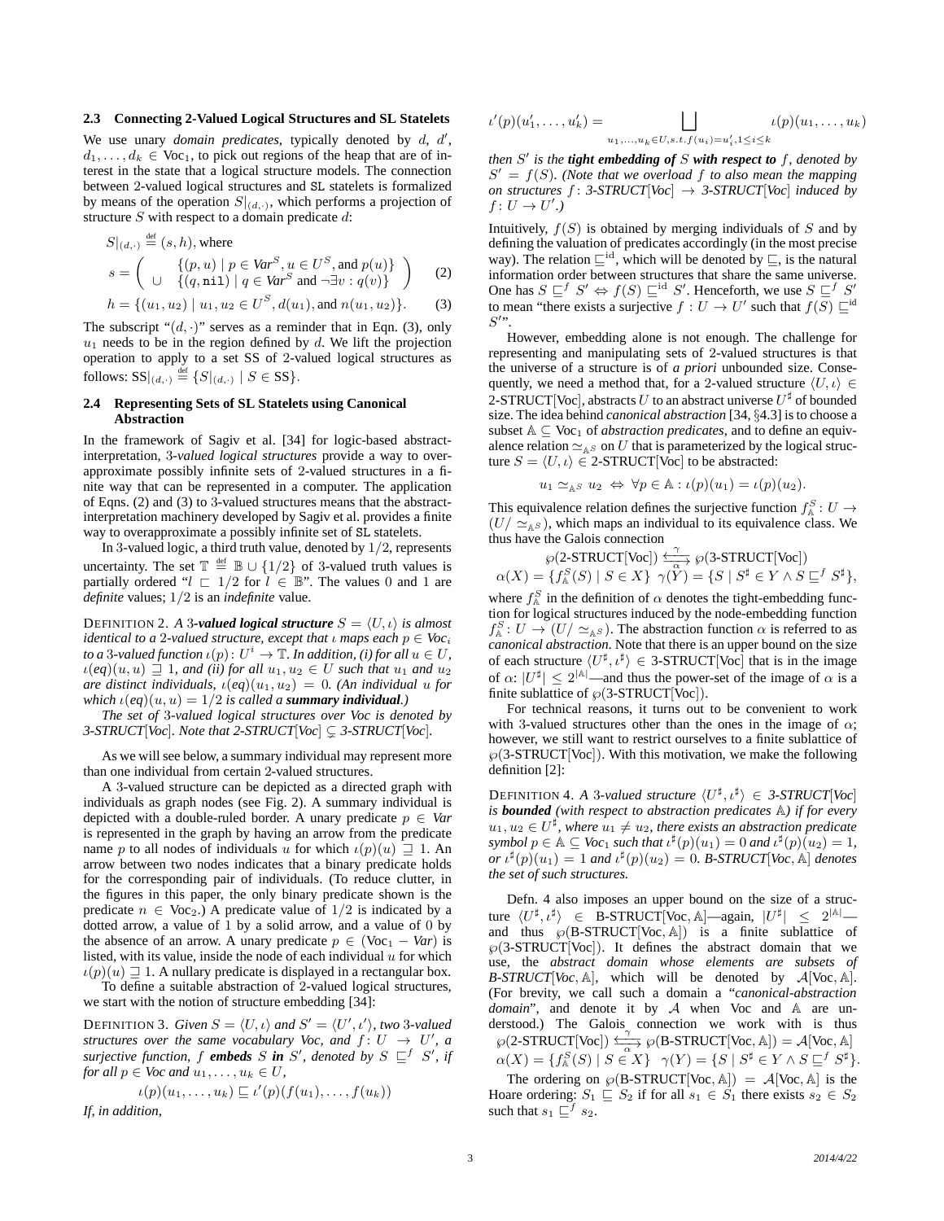### 2.3 Connecting 2-Valued Logical Structures and SL Statelets

We use unary *domain predicates*, typically denoted by $d$, $d'$, $d_1, \ldots, d_k \in \text{Voc}_1$, to pick out regions of the heap that are of interest in the state that a logical structure models. The connection between 2-valued logical structures and SL statelets is formalized by means of the operation $S|_{(d,\cdot)}$, which performs a projection of structure $S$ with respect to a domain predicate $d$:

$$S|_{(d,\cdot)} \stackrel{\text{def}}{=} (s, h), \text{where}$$

$$s = \left( \begin{array}{ll} & \{(p, u) \mid p \in \textit{Var}^S, u \in U^S, \text{and } p(u)\} \\ \cup & \{(q, \texttt{nil}) \mid q \in \textit{Var}^S \text{ and } \neg\exists v : q(v)\} \end{array} \right) \quad (2)$$

$$h = \{(u_1, u_2) \mid u_1, u_2 \in U^S, d(u_1), \text{and } n(u_1, u_2)\}. \quad (3)$$

The subscript "$(d, \cdot)$" serves as a reminder that in Eqn. (3), only $u_1$ needs to be in the region defined by $d$. We lift the projection operation to apply to a set SS of 2-valued logical structures as follows: $\text{SS}|_{(d,\cdot)} \stackrel{\text{def}}{=} \{S|_{(d,\cdot)} \mid S \in \text{SS}\}$.

### 2.4 Representing Sets of SL Statelets using Canonical Abstraction

In the framework of Sagiv et al. [34] for logic-based abstract-interpretation, 3-*valued logical structures* provide a way to over-approximate possibly infinite sets of 2-valued structures in a finite way that can be represented in a computer. The application of Eqns. (2) and (3) to 3-valued structures means that the abstract-interpretation machinery developed by Sagiv et al. provides a finite way to overapproximate a possibly infinite set of SL statelets.

In 3-valued logic, a third truth value, denoted by $1/2$, represents uncertainty. The set $\mathbb{T} \stackrel{\text{def}}{=} \mathbb{B} \cup \{1/2\}$ of 3-valued truth values is partially ordered "$l \sqsubset 1/2$ for $l \in \mathbb{B}$". The values 0 and 1 are *definite* values; $1/2$ is an *indefinite* value.

DEFINITION 2. *A* 3*-valued logical structure* $S = \langle U, \iota \rangle$ *is almost identical to a 2-valued structure, except that* $\iota$ *maps each* $p \in \textit{Voc}_i$ *to a 3-valued function* $\iota(p) \colon U^i \to \mathbb{T}$*. In addition, (i) for all* $u \in U$*,* $\iota(eq)(u, u) \sqsupseteq 1$*, and (ii) for all* $u_1, u_2 \in U$ *such that* $u_1$ *and* $u_2$ *are distinct individuals,* $\iota(eq)(u_1, u_2) = 0$*. (An individual* $u$ *for which* $\iota(eq)(u, u) = 1/2$ *is called a* ***summary individual****.)*

*The set of* 3*-valued logical structures over Voc is denoted by 3-STRUCT[Voc]. Note that 2-STRUCT[Voc]* $\subsetneq$ *3-STRUCT[Voc].*

As we will see below, a summary individual may represent more than one individual from certain 2-valued structures.

A 3-valued structure can be depicted as a directed graph with individuals as graph nodes (see Fig. 2). A summary individual is depicted with a double-ruled border. A unary predicate $p \in \textit{Var}$ is represented in the graph by having an arrow from the predicate name $p$ to all nodes of individuals $u$ for which $\iota(p)(u) \sqsupseteq 1$. An arrow between two nodes indicates that a binary predicate holds for the corresponding pair of individuals. (To reduce clutter, in the figures in this paper, the only binary predicate shown is the predicate $n \in \text{Voc}_2$.) A predicate value of $1/2$ is indicated by a dotted arrow, a value of 1 by a solid arrow, and a value of 0 by the absence of an arrow. A unary predicate $p \in (\text{Voc}_1 - \textit{Var})$ is listed, with its value, inside the node of each individual $u$ for which $\iota(p)(u) \sqsupseteq 1$. A nullary predicate is displayed in a rectangular box.

To define a suitable abstraction of 2-valued logical structures, we start with the notion of structure embedding [34]:

DEFINITION 3. *Given* $S = \langle U, \iota \rangle$ *and* $S' = \langle U', \iota' \rangle$*, two* 3*-valued structures over the same vocabulary Voc, and* $f \colon U \to U'$*, a surjective function,* $f$ ***embeds*** $S$ ***in*** $S'$*, denoted by* $S \sqsubseteq^f S'$*, if for all* $p \in \textit{Voc}$ *and* $u_1, \ldots, u_k \in U$*,*

$$\iota(p)(u_1, \ldots, u_k) \sqsubseteq \iota'(p)(f(u_1), \ldots, f(u_k))$$

*If, in addition,*

$$\iota'(p)(u'_1, \ldots, u'_k) = \bigsqcup_{u_1, \ldots, u_k \in U, s.t. f(u_i) = u'_i, 1 \le i \le k} \iota(p)(u_1, \ldots, u_k)$$

*then* $S'$ *is the* ***tight embedding of*** $S$ ***with respect to*** $f$*, denoted by* $S' = f(S)$*. (Note that we overload* $f$ *to also mean the mapping on structures* $f \colon$ *3-STRUCT[Voc]* $\to$ *3-STRUCT[Voc] induced by* $f \colon U \to U'$*.)*

Intuitively, $f(S)$ is obtained by merging individuals of $S$ and by defining the valuation of predicates accordingly (in the most precise way). The relation $\sqsubseteq^{\text{id}}$, which will be denoted by $\sqsubseteq$, is the natural information order between structures that share the same universe. One has $S \sqsubseteq^f S' \Leftrightarrow f(S) \sqsubseteq^{\text{id}} S'$. Henceforth, we use $S \sqsubseteq^f S'$ to mean "there exists a surjective $f : U \to U'$ such that $f(S) \sqsubseteq^{\text{id}} S'$".

However, embedding alone is not enough. The challenge for representing and manipulating sets of 2-valued structures is that the universe of a structure is of *a priori* unbounded size. Consequently, we need a method that, for a 2-valued structure $\langle U, \iota \rangle \in$ 2-STRUCT[Voc], abstracts $U$ to an abstract universe $U^\sharp$ of bounded size. The idea behind *canonical abstraction* [34, §4.3] is to choose a subset $\mathbb{A} \subseteq \text{Voc}_1$ of *abstraction predicates*, and to define an equivalence relation $\simeq_{\mathbb{A}^S}$ on $U$ that is parameterized by the logical structure $S = \langle U, \iota \rangle \in$ 2-STRUCT[Voc] to be abstracted:

$$u_1 \simeq_{\mathbb{A}^S} u_2 \;\Leftrightarrow\; \forall p \in \mathbb{A} : \iota(p)(u_1) = \iota(p)(u_2).$$

This equivalence relation defines the surjective function $f^S_{\mathbb{A}} \colon U \to (U/ \simeq_{\mathbb{A}^S})$, which maps an individual to its equivalence class. We thus have the Galois connection

$$\wp(\text{2-STRUCT[Voc]}) \underset{\alpha}{\overset{\gamma}{\leftrightarrows}} \wp(\text{3-STRUCT[Voc]})$$
$$\alpha(X) = \{f^S_{\mathbb{A}}(S) \mid S \in X\} \quad \gamma(Y) = \{S \mid S^\sharp \in Y \wedge S \sqsubseteq^f S^\sharp\},$$

where $f^S_{\mathbb{A}}$ in the definition of $\alpha$ denotes the tight-embedding function for logical structures induced by the node-embedding function $f^S_{\mathbb{A}} \colon U \to (U/ \simeq_{\mathbb{A}^S})$. The abstraction function $\alpha$ is referred to as *canonical abstraction*. Note that there is an upper bound on the size of each structure $\langle U^\sharp, \iota^\sharp \rangle \in$ 3-STRUCT[Voc] that is in the image of $\alpha$: $|U^\sharp| \le 2^{|\mathbb{A}|}$—and thus the power-set of the image of $\alpha$ is a finite sublattice of $\wp$(3-STRUCT[Voc]).

For technical reasons, it turns out to be convenient to work with 3-valued structures other than the ones in the image of $\alpha$; however, we still want to restrict ourselves to a finite sublattice of $\wp$(3-STRUCT[Voc]). With this motivation, we make the following definition [2]:

DEFINITION 4. *A* 3*-valued structure* $\langle U^\sharp, \iota^\sharp \rangle \in$ *3-STRUCT[Voc] is* ***bounded*** *(with respect to abstraction predicates* $\mathbb{A}$*) if for every* $u_1, u_2 \in U^\sharp$*, where* $u_1 \neq u_2$*, there exists an abstraction predicate symbol* $p \in \mathbb{A} \subseteq \textit{Voc}_1$ *such that* $\iota^\sharp(p)(u_1) = 0$ *and* $\iota^\sharp(p)(u_2) = 1$*, or* $\iota^\sharp(p)(u_1) = 1$ *and* $\iota^\sharp(p)(u_2) = 0$*. B-STRUCT[Voc,* $\mathbb{A}$*] denotes the set of such structures.*

Defn. 4 also imposes an upper bound on the size of a structure $\langle U^\sharp, \iota^\sharp \rangle \in$ B-STRUCT[Voc, $\mathbb{A}$]—again, $|U^\sharp| \le 2^{|\mathbb{A}|}$—and thus $\wp$(B-STRUCT[Voc, $\mathbb{A}$]) is a finite sublattice of $\wp$(3-STRUCT[Voc]). It defines the abstract domain that we use, the *abstract domain whose elements are subsets of B-STRUCT[Voc,* $\mathbb{A}$*]*, which will be denoted by $\mathcal{A}$[Voc, $\mathbb{A}$]. (For brevity, we call such a domain a "*canonical-abstraction domain*", and denote it by $\mathcal{A}$ when Voc and $\mathbb{A}$ are understood.) The Galois connection we work with is thus

$$\wp(\text{2-STRUCT[Voc]}) \underset{\alpha}{\overset{\gamma}{\leftrightarrows}} \wp(\text{B-STRUCT[Voc}, \mathbb{A}]) = \mathcal{A}[\text{Voc}, \mathbb{A}]$$
$$\alpha(X) = \{f^S_{\mathbb{A}}(S) \mid S \in X\} \quad \gamma(Y) = \{S \mid S^\sharp \in Y \wedge S \sqsubseteq^f S^\sharp\}.$$

The ordering on $\wp$(B-STRUCT[Voc, $\mathbb{A}$]) $= \mathcal{A}$[Voc, $\mathbb{A}$] is the Hoare ordering: $S_1 \sqsubseteq S_2$ if for all $s_1 \in S_1$ there exists $s_2 \in S_2$ such that $s_1 \sqsubseteq^f s_2$.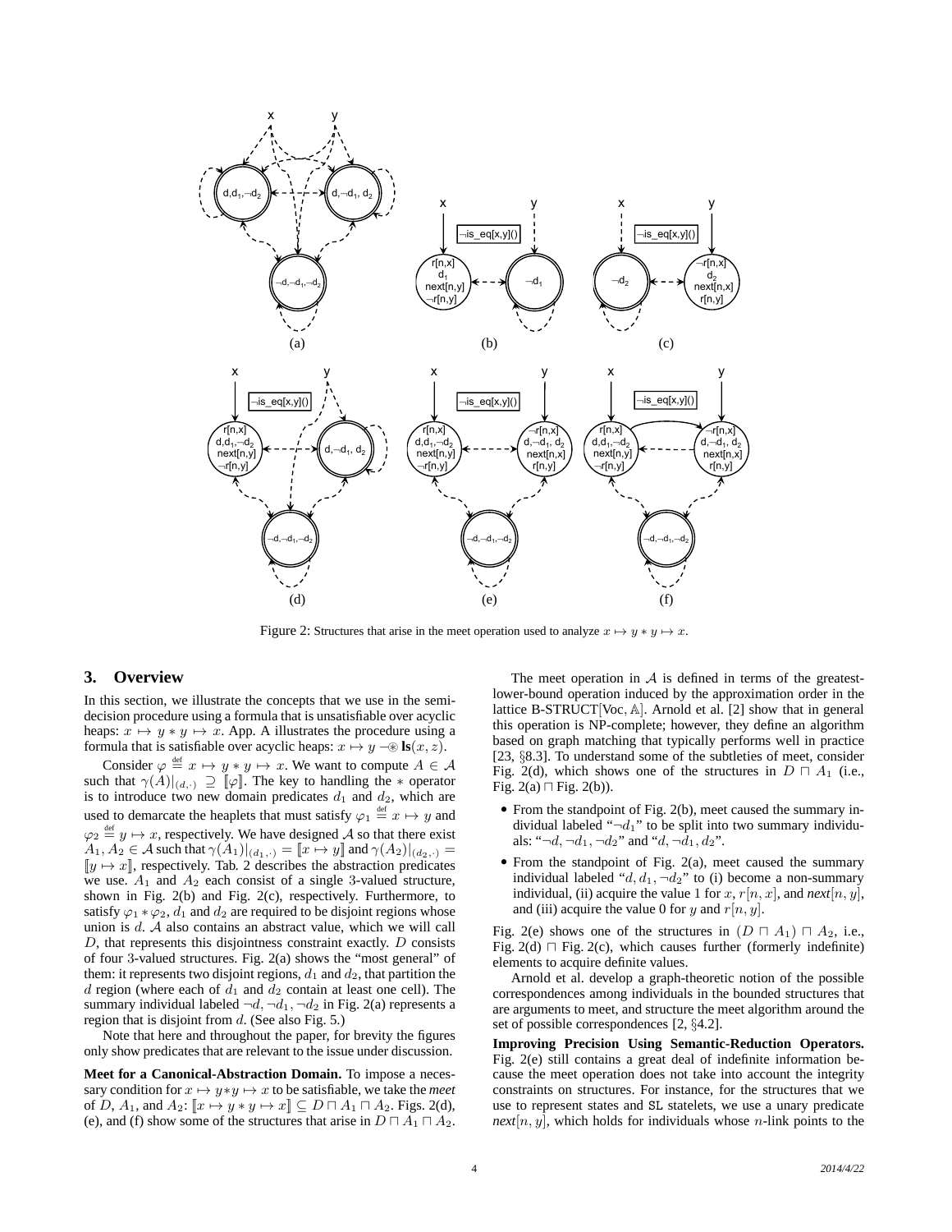Figure 2: Structures that arise in the meet operation used to analyze $x \mapsto y * y \mapsto x$.

## 3. Overview

In this section, we illustrate the concepts that we use in the semi-decision procedure using a formula that is unsatisfiable over acyclic heaps: $x \mapsto y * y \mapsto x$. App. A illustrates the procedure using a formula that is satisfiable over acyclic heaps: $x \mapsto y \mathbin{-\circledast} \mathbf{ls}(x, z)$.

Consider $\varphi \stackrel{\text{def}}{=} x \mapsto y * y \mapsto x$. We want to compute $A \in \mathcal{A}$ such that $\gamma(A)|_{(d,\cdot)} \supseteq [\![\varphi]\!]$. The key to handling the $*$ operator is to introduce two new domain predicates $d_1$ and $d_2$, which are used to demarcate the heaplets that must satisfy $\varphi_1 \stackrel{\text{def}}{=} x \mapsto y$ and $\varphi_2 \stackrel{\text{def}}{=} y \mapsto x$, respectively. We have designed $\mathcal{A}$ so that there exist $A_1, A_2 \in \mathcal{A}$ such that $\gamma(A_1)|_{(d_1,\cdot)} = [\![x \mapsto y]\!]$ and $\gamma(A_2)|_{(d_2,\cdot)} = [\![y \mapsto x]\!]$, respectively. Tab. 2 describes the abstraction predicates we use. $A_1$ and $A_2$ each consist of a single 3-valued structure, shown in Fig. 2(b) and Fig. 2(c), respectively. Furthermore, to satisfy $\varphi_1 * \varphi_2$, $d_1$ and $d_2$ are required to be disjoint regions whose union is $d$. $\mathcal{A}$ also contains an abstract value, which we will call $D$, that represents this disjointness constraint exactly. $D$ consists of four 3-valued structures. Fig. 2(a) shows the "most general" of them: it represents two disjoint regions, $d_1$ and $d_2$, that partition the $d$ region (where each of $d_1$ and $d_2$ contain at least one cell). The summary individual labeled $\neg d, \neg d_1, \neg d_2$ in Fig. 2(a) represents a region that is disjoint from $d$. (See also Fig. 5.)

Note that here and throughout the paper, for brevity the figures only show predicates that are relevant to the issue under discussion.

**Meet for a Canonical-Abstraction Domain.** To impose a necessary condition for $x \mapsto y * y \mapsto x$ to be satisfiable, we take the *meet* of $D$, $A_1$, and $A_2$: $[\![x \mapsto y * y \mapsto x]\!] \subseteq D \sqcap A_1 \sqcap A_2$. Figs. 2(d), (e), and (f) show some of the structures that arise in $D \sqcap A_1 \sqcap A_2$.

The meet operation in $\mathcal{A}$ is defined in terms of the greatest-lower-bound operation induced by the approximation order in the lattice B-STRUCT[Voc, $\mathbb{A}$]. Arnold et al. [2] show that in general this operation is NP-complete; however, they define an algorithm based on graph matching that typically performs well in practice [23, §8.3]. To understand some of the subtleties of meet, consider Fig. 2(d), which shows one of the structures in $D \sqcap A_1$ (i.e., Fig. 2(a) $\sqcap$ Fig. 2(b)).

- From the standpoint of Fig. 2(b), meet caused the summary individual labeled "$\neg d_1$" to be split into two summary individuals: "$\neg d, \neg d_1, \neg d_2$" and "$d, \neg d_1, d_2$".
- From the standpoint of Fig. 2(a), meet caused the summary individual labeled "$d, d_1, \neg d_2$" to (i) become a non-summary individual, (ii) acquire the value 1 for $x$, $r[n,x]$, and *next*$[n,y]$, and (iii) acquire the value 0 for $y$ and $r[n,y]$.

Fig. 2(e) shows one of the structures in $(D \sqcap A_1) \sqcap A_2$, i.e., Fig. 2(d) $\sqcap$ Fig. 2(c), which causes further (formerly indefinite) elements to acquire definite values.

Arnold et al. develop a graph-theoretic notion of the possible correspondences among individuals in the bounded structures that are arguments to meet, and structure the meet algorithm around the set of possible correspondences [2, §4.2].

**Improving Precision Using Semantic-Reduction Operators.** Fig. 2(e) still contains a great deal of indefinite information because the meet operation does not take into account the integrity constraints on structures. For instance, for the structures that we use to represent states and SL statelets, we use a unary predicate *next*$[n,y]$, which holds for individuals whose $n$-link points to the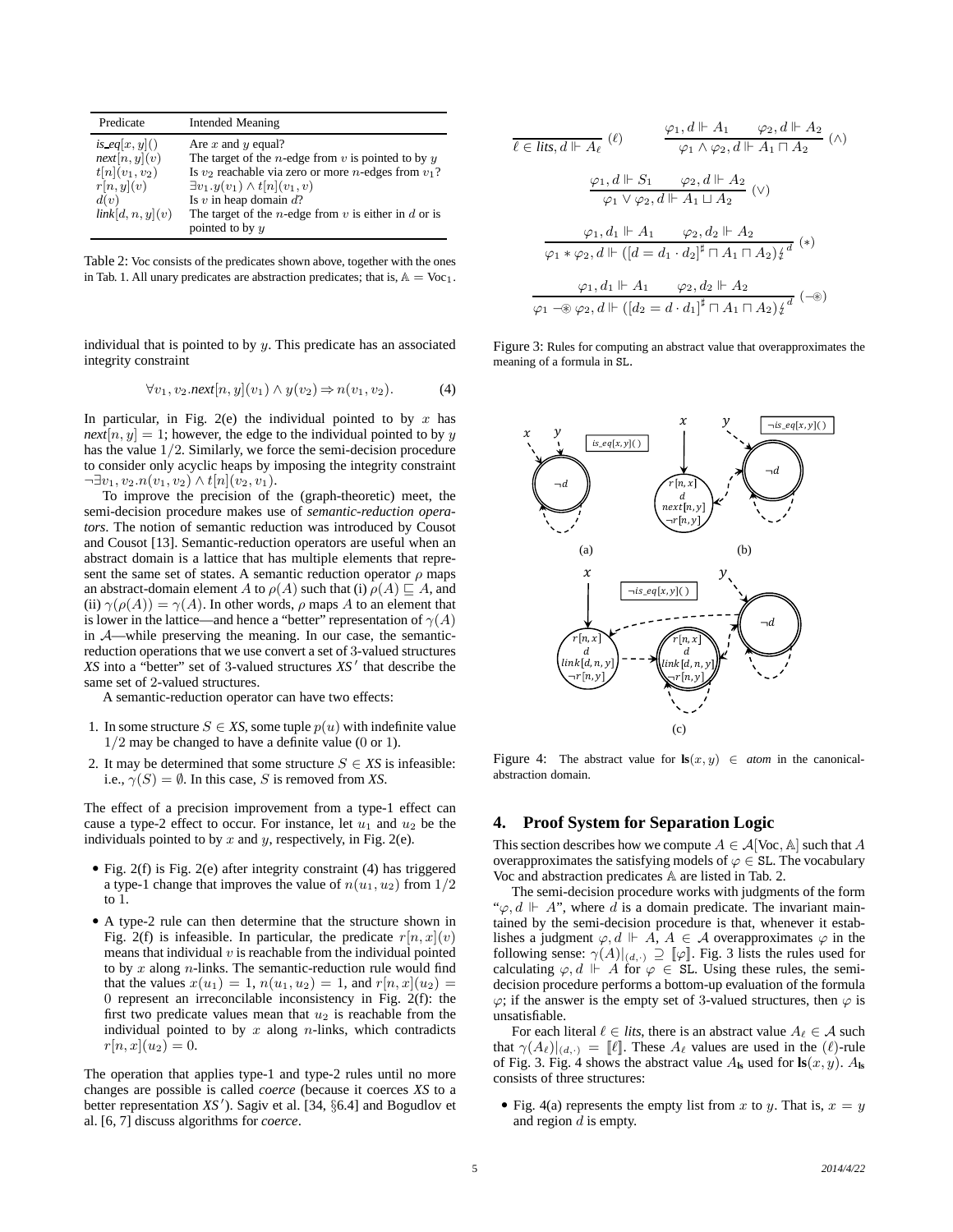| Predicate | Intended Meaning |
| --- | --- |
| $is\_eq[x, y]()$ | Are $x$ and $y$ equal? |
| $next[n, y](v)$ | The target of the $n$-edge from $v$ is pointed to by $y$ |
| $t[n](v_1, v_2)$ | Is $v_2$ reachable via zero or more $n$-edges from $v_1$? |
| $r[n, y](v)$ | $\exists v_1.y(v_1) \wedge t[n](v_1, v)$ |
| $d(v)$ | Is $v$ in heap domain $d$? |
| $link[d, n, y](v)$ | The target of the $n$-edge from $v$ is either in $d$ or is pointed to by $y$ |

Table 2: Voc consists of the predicates shown above, together with the ones in Tab. 1. All unary predicates are abstraction predicates; that is, $\mathbb{A} = \text{Voc}_1$.

individual that is pointed to by $y$. This predicate has an associated integrity constraint

$$\forall v_1, v_2.next[n, y](v_1) \wedge y(v_2) \Rightarrow n(v_1, v_2). \quad (4)$$

In particular, in Fig. 2(e) the individual pointed to by $x$ has $next[n, y] = 1$; however, the edge to the individual pointed to by $y$ has the value $1/2$. Similarly, we force the semi-decision procedure to consider only acyclic heaps by imposing the integrity constraint $\neg\exists v_1, v_2.n(v_1, v_2) \wedge t[n](v_2, v_1)$.

To improve the precision of the (graph-theoretic) meet, the semi-decision procedure makes use of *semantic-reduction operators*. The notion of semantic reduction was introduced by Cousot and Cousot [13]. Semantic-reduction operators are useful when an abstract domain is a lattice that has multiple elements that represent the same set of states. A semantic reduction operator $\rho$ maps an abstract-domain element $A$ to $\rho(A)$ such that (i) $\rho(A) \sqsubseteq A$, and (ii) $\gamma(\rho(A)) = \gamma(A)$. In other words, $\rho$ maps $A$ to an element that is lower in the lattice—and hence a "better" representation of $\gamma(A)$ in $\mathcal{A}$—while preserving the meaning. In our case, the semantic-reduction operations that we use convert a set of 3-valued structures *XS* into a "better" set of 3-valued structures *XS*$'$ that describe the same set of 2-valued structures.

A semantic-reduction operator can have two effects:

1. In some structure $S \in XS$, some tuple $p(u)$ with indefinite value $1/2$ may be changed to have a definite value (0 or 1).
2. It may be determined that some structure $S \in XS$ is infeasible: i.e., $\gamma(S) = \emptyset$. In this case, $S$ is removed from *XS*.

The effect of a precision improvement from a type-1 effect can cause a type-2 effect to occur. For instance, let $u_1$ and $u_2$ be the individuals pointed to by $x$ and $y$, respectively, in Fig. 2(e).

- Fig. 2(f) is Fig. 2(e) after integrity constraint (4) has triggered a type-1 change that improves the value of $n(u_1, u_2)$ from $1/2$ to 1.
- A type-2 rule can then determine that the structure shown in Fig. 2(f) is infeasible. In particular, the predicate $r[n, x](v)$ means that individual $v$ is reachable from the individual pointed to by $x$ along $n$-links. The semantic-reduction rule would find that the values $x(u_1) = 1$, $n(u_1, u_2) = 1$, and $r[n, x](u_2) = 0$ represent an irreconcilable inconsistency in Fig. 2(f): the first two predicate values mean that $u_2$ is reachable from the individual pointed to by $x$ along $n$-links, which contradicts $r[n, x](u_2) = 0$.

The operation that applies type-1 and type-2 rules until no more changes are possible is called *coerce* (because it coerces *XS* to a better representation *XS*$'$). Sagiv et al. [34, §6.4] and Bogudlov et al. [6, 7] discuss algorithms for *coerce*.

$$\frac{}{\ell \in lits, d \Vdash A_\ell}\ (\ell) \qquad \frac{\varphi_1, d \Vdash A_1 \quad \varphi_2, d \Vdash A_2}{\varphi_1 \wedge \varphi_2, d \Vdash A_1 \sqcap A_2}\ (\wedge)$$

$$\frac{\varphi_1, d \Vdash S_1 \quad \varphi_2, d \Vdash A_2}{\varphi_1 \vee \varphi_2, d \Vdash A_1 \sqcup A_2}\ (\vee)$$

$$\frac{\varphi_1, d_1 \Vdash A_1 \quad \varphi_2, d_2 \Vdash A_2}{\varphi_1 * \varphi_2, d \Vdash ([d = d_1 \cdot d_2]^\sharp \sqcap A_1 \sqcap A_2)\not{\downarrow}^d}\ (*)$$

$$\frac{\varphi_1, d_1 \Vdash A_1 \quad \varphi_2, d_2 \Vdash A_2}{\varphi_1 \text{-}\circledast\, \varphi_2, d \Vdash ([d_2 = d \cdot d_1]^\sharp \sqcap A_1 \sqcap A_2)\not{\downarrow}^d}\ (\text{-}\circledast)$$

Figure 3: Rules for computing an abstract value that overapproximates the meaning of a formula in SL.

Figure 4: The abstract value for $\mathbf{ls}(x, y) \in atom$ in the canonical-abstraction domain.

## 4. Proof System for Separation Logic

This section describes how we compute $A \in \mathcal{A}[\text{Voc}, \mathbb{A}]$ such that $A$ overapproximates the satisfying models of $\varphi \in$ SL. The vocabulary Voc and abstraction predicates $\mathbb{A}$ are listed in Tab. 2.

The semi-decision procedure works with judgments of the form "$\varphi, d \Vdash A$", where $d$ is a domain predicate. The invariant maintained by the semi-decision procedure is that, whenever it establishes a judgment $\varphi, d \Vdash A$, $A \in \mathcal{A}$ overapproximates $\varphi$ in the following sense: $\gamma(A)|_{(d,\cdot)} \supseteq [\![\varphi]\!]$. Fig. 3 lists the rules used for calculating $\varphi, d \Vdash A$ for $\varphi \in$ SL. Using these rules, the semi-decision procedure performs a bottom-up evaluation of the formula $\varphi$; if the answer is the empty set of 3-valued structures, then $\varphi$ is unsatisfiable.

For each literal $\ell \in lits$, there is an abstract value $A_\ell \in \mathcal{A}$ such that $\gamma(A_\ell)|_{(d,\cdot)} = [\![\ell]\!]$. These $A_\ell$ values are used in the $(\ell)$-rule of Fig. 3. Fig. 4 shows the abstract value $A_{\mathbf{ls}}$ used for $\mathbf{ls}(x, y)$. $A_{\mathbf{ls}}$ consists of three structures:

- Fig. 4(a) represents the empty list from $x$ to $y$. That is, $x = y$ and region $d$ is empty.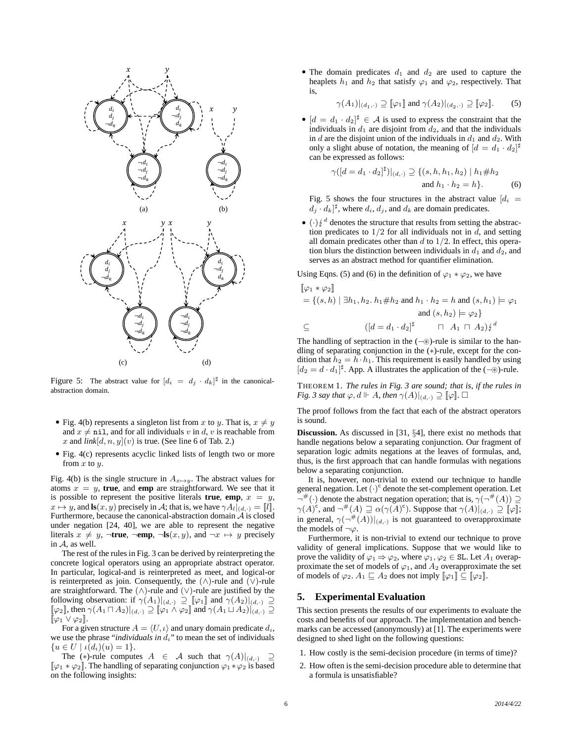Figure 5: The abstract value for $[d_i = d_j \cdot d_k]^\sharp$ in the canonical-abstraction domain.

- Fig. 4(b) represents a singleton list from $x$ to $y$. That is, $x \neq y$ and $x \neq$ nil, and for all individuals $v$ in $d$, $v$ is reachable from $x$ and $link[d, n, y](v)$ is true. (See line 6 of Tab. 2.)
- Fig. 4(c) represents acyclic linked lists of length two or more from $x$ to $y$.

Fig. 4(b) is the single structure in $A_{x \mapsto y}$. The abstract values for atoms $x = y$, **true**, and **emp** are straightforward. We see that it is possible to represent the positive literals **true**, **emp**, $x = y$, $x \mapsto y$, and $\mathbf{ls}(x, y)$ precisely in $\mathcal{A}$; that is, we have $\gamma A_l|_{(d,\cdot)} = [\![l]\!]$. Furthermore, because the canonical-abstraction domain $\mathcal{A}$ is closed under negation [24, 40], we are able to represent the negative literals $x \neq y$, $\neg$**true**, $\neg$**emp**, $\neg\mathbf{ls}(x, y)$, and $\neg x \mapsto y$ precisely in $\mathcal{A}$, as well.

The rest of the rules in Fig. 3 can be derived by reinterpreting the concrete logical operators using an appropriate abstract operator. In particular, logical-and is reinterpreted as meet, and logical-or is reinterpreted as join. Consequently, the ($\wedge$)-rule and ($\vee$)-rule are straightforward. The ($\wedge$)-rule and ($\vee$)-rule are justified by the following observation: if $\gamma(A_1)|_{(d,\cdot)} \supseteq [\![\varphi_1]\!]$ and $\gamma(A_2)|_{(d,\cdot)} \supseteq [\![\varphi_2]\!]$, then $\gamma(A_1 \sqcap A_2)|_{(d,\cdot)} \supseteq [\![\varphi_1 \wedge \varphi_2]\!]$ and $\gamma(A_1 \sqcup A_2)|_{(d,\cdot)} \supseteq [\![\varphi_1 \vee \varphi_2]\!]$.

For a given structure $A = \langle U, \iota \rangle$ and unary domain predicate $d_i$, we use the phrase "*individuals in $d_i$*" to mean the set of individuals $\{u \in U \mid \iota(d_i)(u) = 1\}$.

The ($*$)-rule computes $A \in \mathcal{A}$ such that $\gamma(A)|_{(d,\cdot)} \supseteq [\![\varphi_1 * \varphi_2]\!]$. The handling of separating conjunction $\varphi_1 * \varphi_2$ is based on the following insights:

- The domain predicates $d_1$ and $d_2$ are used to capture the heaplets $h_1$ and $h_2$ that satisfy $\varphi_1$ and $\varphi_2$, respectively. That is,

$$\gamma(A_1)|_{(d_1,\cdot)} \supseteq [\![\varphi_1]\!] \text{ and } \gamma(A_2)|_{(d_2,\cdot)} \supseteq [\![\varphi_2]\!]. \quad (5)$$

- $[d = d_1 \cdot d_2]^\sharp \in \mathcal{A}$ is used to express the constraint that the individuals in $d_1$ are disjoint from $d_2$, and that the individuals in $d$ are the disjoint union of the individuals in $d_1$ and $d_2$. With only a slight abuse of notation, the meaning of $[d = d_1 \cdot d_2]^\sharp$ can be expressed as follows:

$$\gamma([d = d_1 \cdot d_2]^\sharp)|_{(d,\cdot)} \supseteq \{(s, h, h_1, h_2) \mid h_1 \# h_2 \text{ and } h_1 \cdot h_2 = h\}. \quad (6)$$

  Fig. 5 shows the four structures in the abstract value $[d_i = d_j \cdot d_k]^\sharp$, where $d_i$, $d_j$, and $d_k$ are domain predicates.

- $(\cdot)\not\downarrow^{d}$ denotes the structure that results from setting the abstraction predicates to $1/2$ for all individuals not in $d$, and setting all domain predicates other than $d$ to $1/2$. In effect, this operation blurs the distinction between individuals in $d_1$ and $d_2$, and serves as an abstract method for quantifier elimination.

Using Eqns. (5) and (6) in the definition of $\varphi_1 * \varphi_2$, we have

$$\begin{aligned}
&[\![\varphi_1 * \varphi_2]\!] \\
&= \{(s, h) \mid \exists h_1, h_2.\ h_1 \# h_2 \text{ and } h_1 \cdot h_2 = h \text{ and } (s, h_1) \models \varphi_1 \text{ and } (s, h_2) \models \varphi_2\} \\
&\subseteq \quad ([d = d_1 \cdot d_2]^\sharp \quad \sqcap \ A_1 \ \sqcap \ A_2)\not\downarrow^{d}
\end{aligned}$$

The handling of septraction in the ($-\circledast$)-rule is similar to the handling of separating conjunction in the ($*$)-rule, except for the condition that $h_2 = h \cdot h_1$. This requirement is easily handled by using $[d_2 = d \cdot d_1]^\sharp$. App. A illustrates the application of the ($-\circledast$)-rule.

THEOREM 1. *The rules in Fig. 3 are sound; that is, if the rules in Fig. 3 say that $\varphi, d \Vdash A$, then $\gamma(A)|_{(d,\cdot)} \supseteq [\![\varphi]\!]$.* $\square$

The proof follows from the fact that each of the abstract operators is sound.

**Discussion.** As discussed in [31, §4], there exist no methods that handle negations below a separating conjunction. Our fragment of separation logic admits negations at the leaves of formulas, and, thus, is the first approach that can handle formulas with negations below a separating conjunction.

It is, however, non-trivial to extend our technique to handle general negation. Let $(\cdot)^{\mathsf{c}}$ denote the set-complement operation. Let $\neg^\#(\cdot)$ denote the abstract negation operation; that is, $\gamma(\neg^\#(A)) \supseteq \gamma(A)^{\mathsf{c}}$, and $\neg^\#(A) \sqsupseteq \alpha(\gamma(A)^{\mathsf{c}})$. Suppose that $\gamma(A)|_{(d,\cdot)} \supseteq [\![\varphi]\!]$; in general, $\gamma(\neg^\#(A))|_{(d,\cdot)}$ is not guaranteed to overapproximate the models of $\neg\varphi$.

Furthermore, it is non-trivial to extend our technique to prove validity of general implications. Suppose that we would like to prove the validity of $\varphi_1 \Rightarrow \varphi_2$, where $\varphi_1, \varphi_2 \in \mathtt{SL}$. Let $A_1$ overapproximate the set of models of $\varphi_1$, and $A_2$ overapproximate the set of models of $\varphi_2$. $A_1 \sqsubseteq A_2$ does not imply $[\![\varphi_1]\!] \subseteq [\![\varphi_2]\!]$.

## 5. Experimental Evaluation

This section presents the results of our experiments to evaluate the costs and benefits of our approach. The implementation and benchmarks can be accessed (anonymously) at [1]. The experiments were designed to shed light on the following questions:

1. How costly is the semi-decision procedure (in terms of time)?
2. How often is the semi-decision procedure able to determine that a formula is unsatisfiable?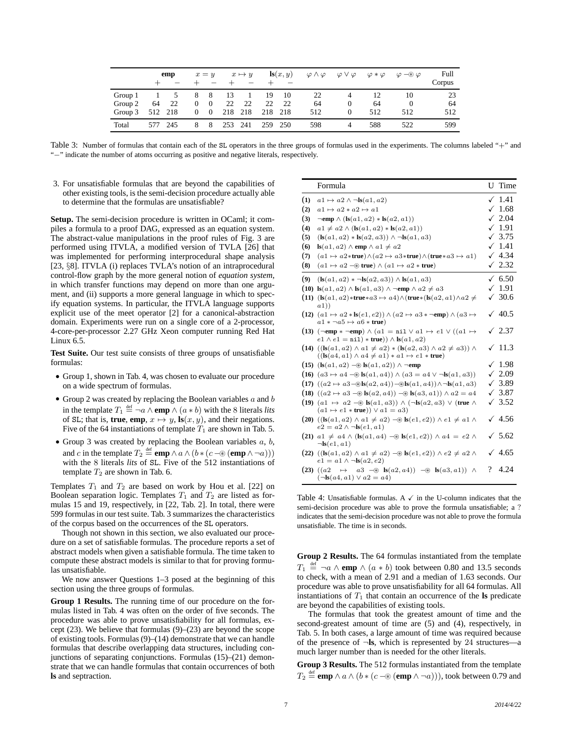| | **emp** | | $x = y$ | | $x \mapsto y$ | | $\mathbf{ls}(x, y)$ | | $\varphi \wedge \varphi$ | $\varphi \vee \varphi$ | $\varphi * \varphi$ | $\varphi -\!\!\circledast\, \varphi$ | Full |
|---|---|---|---|---|---|---|---|---|---|---|---|---|---|
| | + | − | + | − | + | − | + | − | | | | | Corpus |
| Group 1 | 1 | 5 | 8 | 8 | 13 | 1 | 19 | 10 | 22 | 4 | 12 | 10 | 23 |
| Group 2 | 64 | 22 | 0 | 0 | 22 | 22 | 22 | 22 | 64 | 0 | 64 | 0 | 64 |
| Group 3 | 512 | 218 | 0 | 0 | 218 | 218 | 218 | 218 | 512 | 0 | 512 | 512 | 512 |
| Total | 577 | 245 | 8 | 8 | 253 | 241 | 259 | 250 | 598 | 4 | 588 | 522 | 599 |

Table 3: Number of formulas that contain each of the SL operators in the three groups of formulas used in the experiments. The columns labeled "+" and "−" indicate the number of atoms occurring as positive and negative literals, respectively.

3. For unsatisfiable formulas that are beyond the capabilities of other existing tools, is the semi-decision procedure actually able to determine that the formulas are unsatisfiable?

**Setup.** The semi-decision procedure is written in OCaml; it compiles a formula to a proof DAG, expressed as an equation system. The abstract-value manipulations in the proof rules of Fig. 3 are performed using ITVLA, a modified version of TVLA [26] that was implemented for performing interprocedural shape analysis [23, §8]. ITVLA (i) replaces TVLA's notion of an intraprocedural control-flow graph by the more general notion of *equation system*, in which transfer functions may depend on more than one argument, and (ii) supports a more general language in which to specify equation systems. In particular, the ITVLA language supports explicit use of the meet operator [2] for a canonical-abstraction domain. Experiments were run on a single core of a 2-processor, 4-core-per-processor 2.27 GHz Xeon computer running Red Hat Linux 6.5.

**Test Suite.** Our test suite consists of three groups of unsatisfiable formulas:

- Group 1, shown in Tab. 4, was chosen to evaluate our procedure on a wide spectrum of formulas.
- Group 2 was created by replacing the Boolean variables $a$ and $b$ in the template $T_1 \stackrel{\text{def}}{=} \neg a \wedge \mathbf{emp} \wedge (a * b)$ with the 8 literals *lits* of SL; that is, **true**, **emp**, $x \mapsto y$, $\mathbf{ls}(x, y)$, and their negations. Five of the 64 instantiations of template $T_1$ are shown in Tab. 5.
- Group 3 was created by replacing the Boolean variables $a$, $b$, and $c$ in the template $T_2 \stackrel{\text{def}}{=} \mathbf{emp} \wedge a \wedge (b * (c -\!\!\circledast (\mathbf{emp} \wedge \neg a)))$ with the 8 literals *lits* of SL. Five of the 512 instantiations of template $T_2$ are shown in Tab. 6.

Templates $T_1$ and $T_2$ are based on work by Hou et al. [22] on Boolean separation logic. Templates $T_1$ and $T_2$ are listed as formulas 15 and 19, respectively, in [22, Tab. 2]. In total, there were 599 formulas in our test suite. Tab. 3 summarizes the characteristics of the corpus based on the occurrences of the SL operators.

Though not shown in this section, we also evaluated our procedure on a set of satisfiable formulas. The procedure reports a set of abstract models when given a satisfiable formula. The time taken to compute these abstract models is similar to that for proving formulas unsatisfiable.

We now answer Questions 1–3 posed at the beginning of this section using the three groups of formulas.

**Group 1 Results.** The running time of our procedure on the formulas listed in Tab. 4 was often on the order of five seconds. The procedure was able to prove unsatisfiability for all formulas, except (23). We believe that formulas (9)–(23) are beyond the scope of existing tools. Formulas (9)–(14) demonstrate that we can handle formulas that describe overlapping data structures, including conjunctions of separating conjunctions. Formulas (15)–(21) demonstrate that we can handle formulas that contain occurrences of both **ls** and septraction.

| | Formula | U | Time |
|---|---|---|---|
| **(1)** | $a1 \mapsto a2 \wedge \neg\mathbf{ls}(a1, a2)$ | ✓ | 1.41 |
| **(2)** | $a1 \mapsto a2 * a2 \mapsto a1$ | ✓ | 1.68 |
| **(3)** | $\neg\mathbf{emp} \wedge (\mathbf{ls}(a1, a2) * \mathbf{ls}(a2, a1))$ | ✓ | 2.04 |
| **(4)** | $a1 \neq a2 \wedge (\mathbf{ls}(a1, a2) * \mathbf{ls}(a2, a1))$ | ✓ | 1.91 |
| **(5)** | $(\mathbf{ls}(a1, a2) * \mathbf{ls}(a2, a3)) \wedge \neg\mathbf{ls}(a1, a3)$ | ✓ | 3.75 |
| **(6)** | $\mathbf{ls}(a1, a2) \wedge \mathbf{emp} \wedge a1 \neq a2$ | ✓ | 1.41 |
| **(7)** | $(a1 \mapsto a2 * \mathbf{true}) \wedge (a2 \mapsto a3 * \mathbf{true}) \wedge (\mathbf{true} * a3 \mapsto a1)$ | ✓ | 4.34 |
| **(8)** | $(a1 \mapsto a2 -\!\!\circledast \mathbf{true}) \wedge (a1 \mapsto a2 * \mathbf{true})$ | ✓ | 2.32 |
| **(9)** | $(\mathbf{ls}(a1, a2) * \neg\mathbf{ls}(a2, a3)) \wedge \mathbf{ls}(a1, a3)$ | ✓ | 6.50 |
| **(10)** | $\mathbf{ls}(a1, a2) \wedge \mathbf{ls}(a1, a3) \wedge \neg\mathbf{emp} \wedge a2 \neq a3$ | ✓ | 1.91 |
| **(11)** | $(\mathbf{ls}(a1, a2) * \mathbf{true} * a3 \mapsto a4) \wedge (\mathbf{true} * (\mathbf{ls}(a2, a1) \wedge a2 \neq a1))$ | ✓ | 30.6 |
| **(12)** | $(a1 \mapsto a2 * \mathbf{ls}(e1, e2)) \wedge (a2 \mapsto a3 * \neg\mathbf{emp}) \wedge (a3 \mapsto a1 * \neg a5 \mapsto a6 * \mathbf{true})$ | ✓ | 40.5 |
| **(13)** | $(\neg\mathbf{emp} * \neg\mathbf{emp}) \wedge (a1 = \mathtt{nil} \vee a1 \mapsto e1 \vee ((a1 \mapsto e1 \wedge e1 = \mathtt{nil}) * \mathbf{true})) \wedge \mathbf{ls}(a1, a2)$ | ✓ | 2.37 |
| **(14)** | $((\mathbf{ls}(a1, a2) \wedge a1 \neq a2) * (\mathbf{ls}(a2, a3) \wedge a2 \neq a3)) \wedge ((\mathbf{ls}(a4, a1) \wedge a4 \neq a1) * a1 \mapsto e1 * \mathbf{true})$ | ✓ | 11.3 |
| **(15)** | $(\mathbf{ls}(a1, a2) -\!\!\circledast \mathbf{ls}(a1, a2)) \wedge \neg\mathbf{emp}$ | ✓ | 1.98 |
| **(16)** | $(a3 \mapsto a4 -\!\!\circledast \mathbf{ls}(a1, a4)) \wedge (a3 = a4 \vee \neg\mathbf{ls}(a1, a3))$ | ✓ | 2.09 |
| **(17)** | $((a2 \mapsto a3 -\!\!\circledast \mathbf{ls}(a2, a4)) -\!\!\circledast \mathbf{ls}(a1, a4)) \wedge \neg\mathbf{ls}(a1, a3)$ | ✓ | 3.89 |
| **(18)** | $((a2 \mapsto a3 -\!\!\circledast \mathbf{ls}(a2, a4)) -\!\!\circledast \mathbf{ls}(a3, a1)) \wedge a2 = a4$ | ✓ | 3.87 |
| **(19)** | $(a1 \mapsto a2 -\!\!\circledast \mathbf{ls}(a1, a3)) \wedge (\neg\mathbf{ls}(a2, a3) \vee (\mathbf{true} \wedge (a1 \mapsto e1 * \mathbf{true})) \vee a1 = a3)$ | ✓ | 3.52 |
| **(20)** | $((\mathbf{ls}(a1, a2) \wedge a1 \neq a2) -\!\!\circledast \mathbf{ls}(e1, e2)) \wedge e1 \neq a1 \wedge e2 = a2 \wedge \neg\mathbf{ls}(e1, a1)$ | ✓ | 4.56 |
| **(21)** | $a1 \neq a4 \wedge (\mathbf{ls}(a1, a4) -\!\!\circledast \mathbf{ls}(e1, e2)) \wedge a4 = e2 \wedge \neg\mathbf{ls}(e1, a1)$ | ✓ | 5.62 |
| **(22)** | $((\mathbf{ls}(a1, a2) \wedge a1 \neq a2) -\!\!\circledast \mathbf{ls}(e1, e2)) \wedge e2 \neq a2 \wedge e1 = a1 \wedge \neg\mathbf{ls}(a2, e2)$ | ✓ | 4.65 |
| **(23)** | $((a2 \mapsto a3 -\!\!\circledast \mathbf{ls}(a2, a4)) -\!\!\circledast \mathbf{ls}(a3, a1)) \wedge (\neg\mathbf{ls}(a4, a1) \vee a2 = a4)$ | ? | 4.24 |

Table 4: Unsatisfiable formulas. A ✓ in the U-column indicates that the semi-decision procedure was able to prove the formula unsatisfiable; a ? indicates that the semi-decision procedure was not able to prove the formula unsatisfiable. The time is in seconds.

**Group 2 Results.** The 64 formulas instantiated from the template $T_1 \stackrel{\text{def}}{=} \neg a \wedge \mathbf{emp} \wedge (a * b)$ took between 0.80 and 13.5 seconds to check, with a mean of 2.91 and a median of 1.63 seconds. Our procedure was able to prove unsatisfiability for all 64 formulas. All instantiations of $T_1$ that contain an occurrence of the **ls** predicate are beyond the capabilities of existing tools.

The formulas that took the greatest amount of time and the second-greatest amount of time are (5) and (4), respectively, in Tab. 5. In both cases, a large amount of time was required because of the presence of $\neg\mathbf{ls}$, which is represented by 24 structures—a much larger number than is needed for the other literals.

**Group 3 Results.** The 512 formulas instantiated from the template $T_2 \stackrel{\text{def}}{=} \mathbf{emp} \wedge a \wedge (b * (c -\!\!\circledast (\mathbf{emp} \wedge \neg a)))$, took between 0.79 and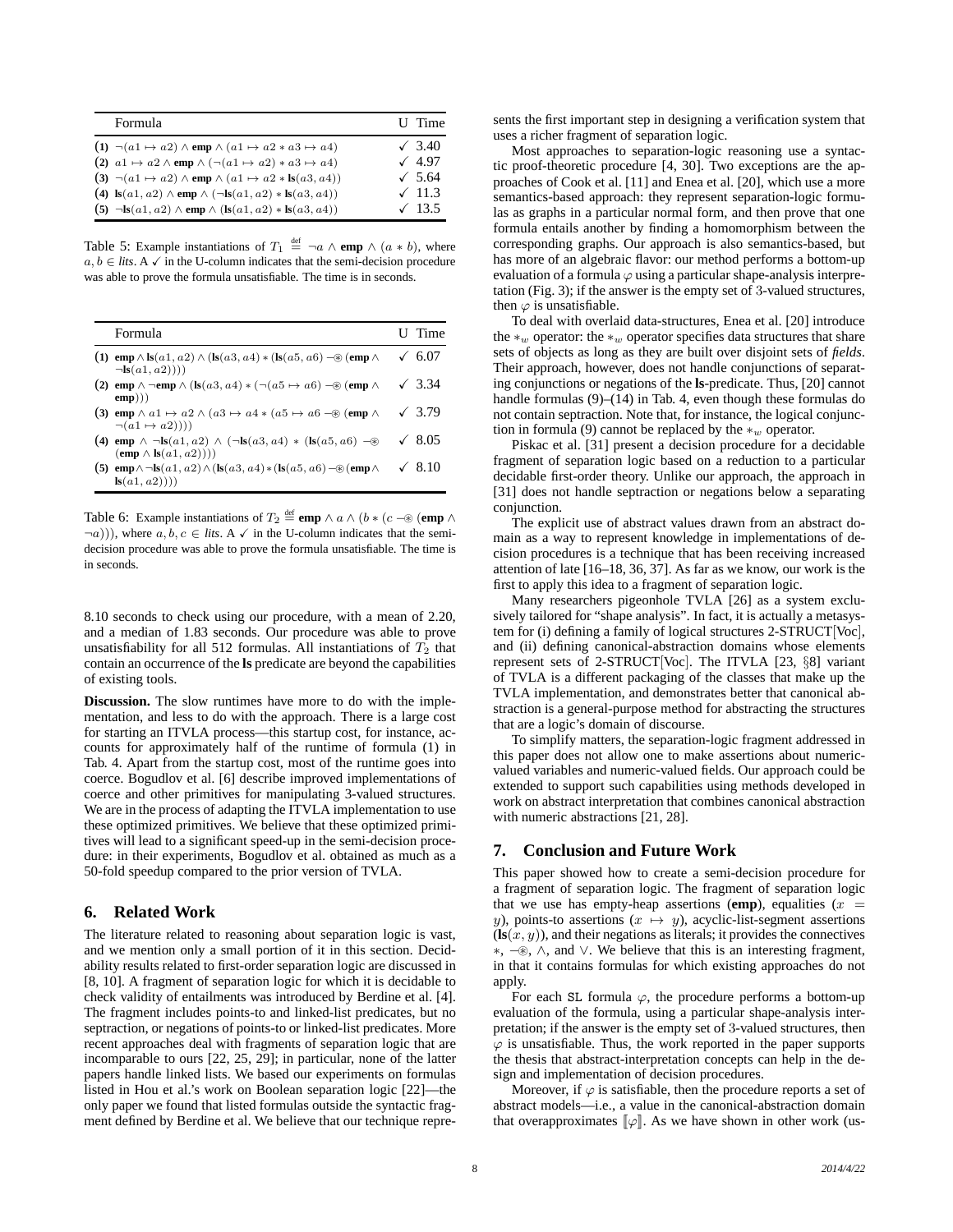| | Formula | U | Time |
|---|---|---|---|
| (1) | $\neg(a1 \mapsto a2) \wedge \mathbf{emp} \wedge (a1 \mapsto a2 * a3 \mapsto a4)$ | ✓ | 3.40 |
| (2) | $a1 \mapsto a2 \wedge \mathbf{emp} \wedge (\neg(a1 \mapsto a2) * a3 \mapsto a4)$ | ✓ | 4.97 |
| (3) | $\neg(a1 \mapsto a2) \wedge \mathbf{emp} \wedge (a1 \mapsto a2 * \mathbf{ls}(a3, a4))$ | ✓ | 5.64 |
| (4) | $\mathbf{ls}(a1, a2) \wedge \mathbf{emp} \wedge (\neg\mathbf{ls}(a1, a2) * \mathbf{ls}(a3, a4))$ | ✓ | 11.3 |
| (5) | $\neg\mathbf{ls}(a1, a2) \wedge \mathbf{emp} \wedge (\mathbf{ls}(a1, a2) * \mathbf{ls}(a3, a4))$ | ✓ | 13.5 |

Table 5: Example instantiations of $T_1 \stackrel{\text{def}}{=} \neg a \wedge \mathbf{emp} \wedge (a * b)$, where $a, b \in$ *lits*. A ✓ in the U-column indicates that the semi-decision procedure was able to prove the formula unsatisfiable. The time is in seconds.

| | Formula | U | Time |
|---|---|---|---|
| (1) | $\mathbf{emp} \wedge \mathbf{ls}(a1, a2) \wedge (\mathbf{ls}(a3, a4) * (\mathbf{ls}(a5, a6) \mathrel{-\!\circledast} (\mathbf{emp} \wedge \neg\mathbf{ls}(a1, a2))))$ | ✓ | 6.07 |
| (2) | $\mathbf{emp} \wedge \neg\mathbf{emp} \wedge (\mathbf{ls}(a3, a4) * (\neg(a5 \mapsto a6) \mathrel{-\!\circledast} (\mathbf{emp} \wedge \mathbf{emp})))$ | ✓ | 3.34 |
| (3) | $\mathbf{emp} \wedge a1 \mapsto a2 \wedge (a3 \mapsto a4 * (a5 \mapsto a6 \mathrel{-\!\circledast} (\mathbf{emp} \wedge \neg(a1 \mapsto a2))))$ | ✓ | 3.79 |
| (4) | $\mathbf{emp} \wedge \neg\mathbf{ls}(a1, a2) \wedge (\neg\mathbf{ls}(a3, a4) * (\mathbf{ls}(a5, a6) \mathrel{-\!\circledast} (\mathbf{emp} \wedge \mathbf{ls}(a1, a2))))$ | ✓ | 8.05 |
| (5) | $\mathbf{emp} \wedge \neg\mathbf{ls}(a1, a2) \wedge (\mathbf{ls}(a3, a4) * (\mathbf{ls}(a5, a6) \mathrel{-\!\circledast} (\mathbf{emp} \wedge \mathbf{ls}(a1, a2))))$ | ✓ | 8.10 |

Table 6: Example instantiations of $T_2 \stackrel{\text{def}}{=} \mathbf{emp} \wedge a \wedge (b * (c \mathrel{-\!\circledast} (\mathbf{emp} \wedge \neg a)))$, where $a, b, c \in$ *lits*. A ✓ in the U-column indicates that the semi-decision procedure was able to prove the formula unsatisfiable. The time is in seconds.

8.10 seconds to check using our procedure, with a mean of 2.20, and a median of 1.83 seconds. Our procedure was able to prove unsatisfiability for all 512 formulas. All instantiations of $T_2$ that contain an occurrence of the **ls** predicate are beyond the capabilities of existing tools.

**Discussion.** The slow runtimes have more to do with the implementation, and less to do with the approach. There is a large cost for starting an ITVLA process—this startup cost, for instance, accounts for approximately half of the runtime of formula (1) in Tab. 4. Apart from the startup cost, most of the runtime goes into coerce. Bogudlov et al. [6] describe improved implementations of coerce and other primitives for manipulating 3-valued structures. We are in the process of adapting the ITVLA implementation to use these optimized primitives. We believe that these optimized primitives will lead to a significant speed-up in the semi-decision procedure: in their experiments, Bogudlov et al. obtained as much as a 50-fold speedup compared to the prior version of TVLA.

## 6. Related Work

The literature related to reasoning about separation logic is vast, and we mention only a small portion of it in this section. Decidability results related to first-order separation logic are discussed in [8, 10]. A fragment of separation logic for which it is decidable to check validity of entailments was introduced by Berdine et al. [4]. The fragment includes points-to and linked-list predicates, but no septraction, or negations of points-to or linked-list predicates. More recent approaches deal with fragments of separation logic that are incomparable to ours [22, 25, 29]; in particular, none of the latter papers handle linked lists. We based our experiments on formulas listed in Hou et al.'s work on Boolean separation logic [22]—the only paper we found that listed formulas outside the syntactic fragment defined by Berdine et al. We believe that our technique represents the first important step in designing a verification system that uses a richer fragment of separation logic.

Most approaches to separation-logic reasoning use a syntactic proof-theoretic procedure [4, 30]. Two exceptions are the approaches of Cook et al. [11] and Enea et al. [20], which use a more semantics-based approach: they represent separation-logic formulas as graphs in a particular normal form, and then prove that one formula entails another by finding a homomorphism between the corresponding graphs. Our approach is also semantics-based, but has more of an algebraic flavor: our method performs a bottom-up evaluation of a formula $\varphi$ using a particular shape-analysis interpretation (Fig. 3); if the answer is the empty set of 3-valued structures, then $\varphi$ is unsatisfiable.

To deal with overlaid data-structures, Enea et al. [20] introduce the $*_w$ operator: the $*_w$ operator specifies data structures that share sets of objects as long as they are built over disjoint sets of *fields*. Their approach, however, does not handle conjunctions of separating conjunctions or negations of the **ls**-predicate. Thus, [20] cannot handle formulas (9)–(14) in Tab. 4, even though these formulas do not contain septraction. Note that, for instance, the logical conjunction in formula (9) cannot be replaced by the $*_w$ operator.

Piskac et al. [31] present a decision procedure for a decidable fragment of separation logic based on a reduction to a particular decidable first-order theory. Unlike our approach, the approach in [31] does not handle septraction or negations below a separating conjunction.

The explicit use of abstract values drawn from an abstract domain as a way to represent knowledge in implementations of decision procedures is a technique that has been receiving increased attention of late [16–18, 36, 37]. As far as we know, our work is the first to apply this idea to a fragment of separation logic.

Many researchers pigeonhole TVLA [26] as a system exclusively tailored for "shape analysis". In fact, it is actually a metasystem for (i) defining a family of logical structures 2-STRUCT[Voc], and (ii) defining canonical-abstraction domains whose elements represent sets of 2-STRUCT[Voc]. The ITVLA [23, §8] variant of TVLA is a different packaging of the classes that make up the TVLA implementation, and demonstrates better that canonical abstraction is a general-purpose method for abstracting the structures that are a logic's domain of discourse.

To simplify matters, the separation-logic fragment addressed in this paper does not allow one to make assertions about numeric-valued variables and numeric-valued fields. Our approach could be extended to support such capabilities using methods developed in work on abstract interpretation that combines canonical abstraction with numeric abstractions [21, 28].

## 7. Conclusion and Future Work

This paper showed how to create a semi-decision procedure for a fragment of separation logic. The fragment of separation logic that we use has empty-heap assertions (**emp**), equalities ($x = y$), points-to assertions ($x \mapsto y$), acyclic-list-segment assertions ($\mathbf{ls}(x, y)$), and their negations as literals; it provides the connectives $*$, $\mathrel{-\!\circledast}$, $\wedge$, and $\vee$. We believe that this is an interesting fragment, in that it contains formulas for which existing approaches do not apply.

For each SL formula $\varphi$, the procedure performs a bottom-up evaluation of the formula, using a particular shape-analysis interpretation; if the answer is the empty set of 3-valued structures, then $\varphi$ is unsatisfiable. Thus, the work reported in the paper supports the thesis that abstract-interpretation concepts can help in the design and implementation of decision procedures.

Moreover, if $\varphi$ is satisfiable, then the procedure reports a set of abstract models—i.e., a value in the canonical-abstraction domain that overapproximates $[\![\varphi]\!]$. As we have shown in other work (us-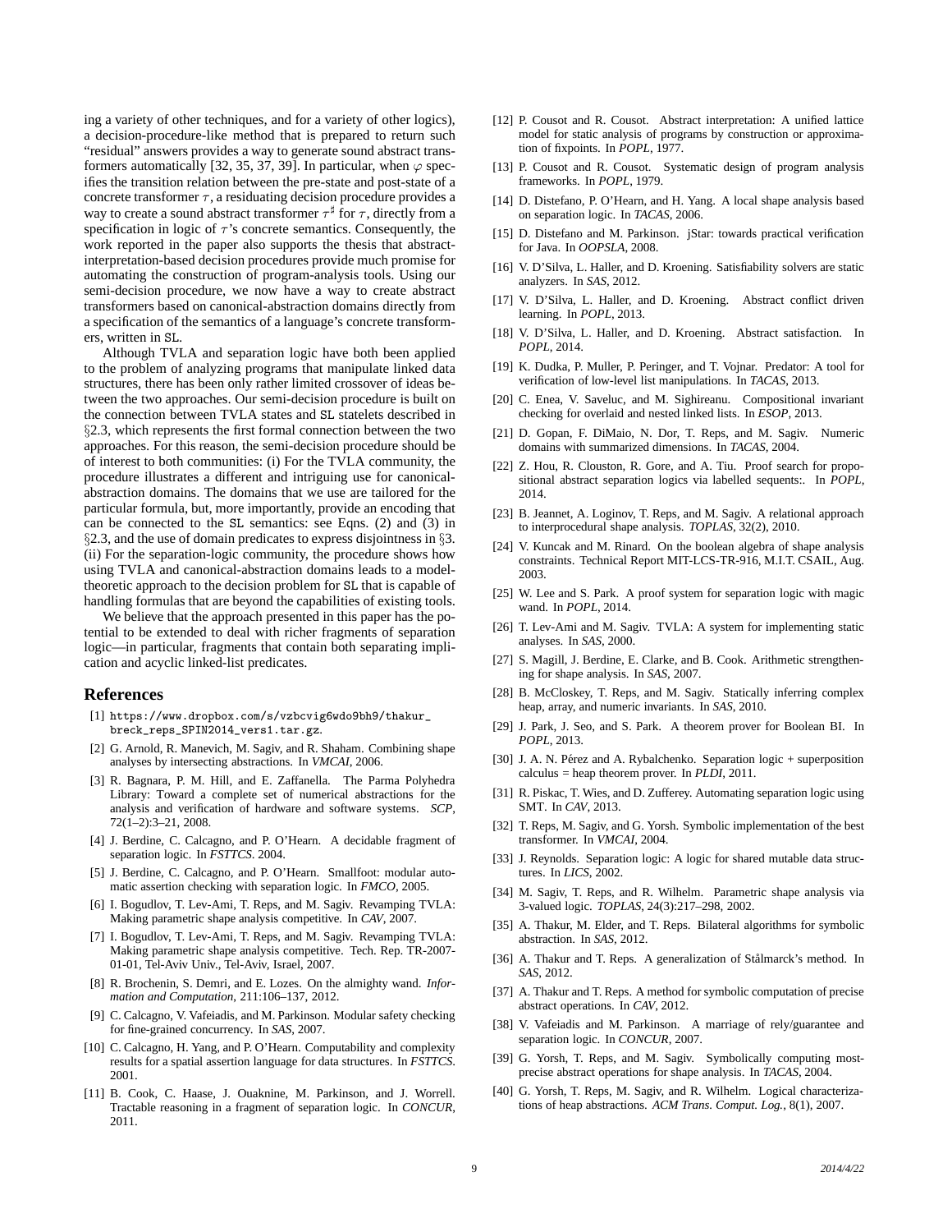ing a variety of other techniques, and for a variety of other logics), a decision-procedure-like method that is prepared to return such "residual" answers provides a way to generate sound abstract transformers automatically [32, 35, 37, 39]. In particular, when $\varphi$ specifies the transition relation between the pre-state and post-state of a concrete transformer $\tau$, a residuating decision procedure provides a way to create a sound abstract transformer $\tau^\sharp$ for $\tau$, directly from a specification in logic of $\tau$'s concrete semantics. Consequently, the work reported in the paper also supports the thesis that abstract-interpretation-based decision procedures provide much promise for automating the construction of program-analysis tools. Using our semi-decision procedure, we now have a way to create abstract transformers based on canonical-abstraction domains directly from a specification of the semantics of a language's concrete transformers, written in SL.

Although TVLA and separation logic have both been applied to the problem of analyzing programs that manipulate linked data structures, there has been only rather limited crossover of ideas between the two approaches. Our semi-decision procedure is built on the connection between TVLA states and SL statelets described in §2.3, which represents the first formal connection between the two approaches. For this reason, the semi-decision procedure should be of interest to both communities: (i) For the TVLA community, the procedure illustrates a different and intriguing use for canonical-abstraction domains. The domains that we use are tailored for the particular formula, but, more importantly, provide an encoding that can be connected to the SL semantics: see Eqns. (2) and (3) in §2.3, and the use of domain predicates to express disjointness in §3. (ii) For the separation-logic community, the procedure shows how using TVLA and canonical-abstraction domains leads to a model-theoretic approach to the decision problem for SL that is capable of handling formulas that are beyond the capabilities of existing tools.

We believe that the approach presented in this paper has the potential to be extended to deal with richer fragments of separation logic—in particular, fragments that contain both separating implication and acyclic linked-list predicates.

## References

[1] https://www.dropbox.com/s/vzbcvig6wdo9bh9/thakur_breck_reps_SPIN2014_vers1.tar.gz.

[2] G. Arnold, R. Manevich, M. Sagiv, and R. Shaham. Combining shape analyses by intersecting abstractions. In *VMCAI*, 2006.

[3] R. Bagnara, P. M. Hill, and E. Zaffanella. The Parma Polyhedra Library: Toward a complete set of numerical abstractions for the analysis and verification of hardware and software systems. *SCP*, 72(1–2):3–21, 2008.

[4] J. Berdine, C. Calcagno, and P. O'Hearn. A decidable fragment of separation logic. In *FSTTCS*. 2004.

[5] J. Berdine, C. Calcagno, and P. O'Hearn. Smallfoot: modular automatic assertion checking with separation logic. In *FMCO*, 2005.

[6] I. Bogudlov, T. Lev-Ami, T. Reps, and M. Sagiv. Revamping TVLA: Making parametric shape analysis competitive. In *CAV*, 2007.

[7] I. Bogudlov, T. Lev-Ami, T. Reps, and M. Sagiv. Revamping TVLA: Making parametric shape analysis competitive. Tech. Rep. TR-2007-01-01, Tel-Aviv Univ., Tel-Aviv, Israel, 2007.

[8] R. Brochenin, S. Demri, and E. Lozes. On the almighty wand. *Information and Computation*, 211:106–137, 2012.

[9] C. Calcagno, V. Vafeiadis, and M. Parkinson. Modular safety checking for fine-grained concurrency. In *SAS*, 2007.

[10] C. Calcagno, H. Yang, and P. O'Hearn. Computability and complexity results for a spatial assertion language for data structures. In *FSTTCS*. 2001.

[11] B. Cook, C. Haase, J. Ouaknine, M. Parkinson, and J. Worrell. Tractable reasoning in a fragment of separation logic. In *CONCUR*, 2011.

[12] P. Cousot and R. Cousot. Abstract interpretation: A unified lattice model for static analysis of programs by construction or approximation of fixpoints. In *POPL*, 1977.

[13] P. Cousot and R. Cousot. Systematic design of program analysis frameworks. In *POPL*, 1979.

[14] D. Distefano, P. O'Hearn, and H. Yang. A local shape analysis based on separation logic. In *TACAS*, 2006.

[15] D. Distefano and M. Parkinson. jStar: towards practical verification for Java. In *OOPSLA*, 2008.

[16] V. D'Silva, L. Haller, and D. Kroening. Satisfiability solvers are static analyzers. In *SAS*, 2012.

[17] V. D'Silva, L. Haller, and D. Kroening. Abstract conflict driven learning. In *POPL*, 2013.

[18] V. D'Silva, L. Haller, and D. Kroening. Abstract satisfaction. In *POPL*, 2014.

[19] K. Dudka, P. Muller, P. Peringer, and T. Vojnar. Predator: A tool for verification of low-level list manipulations. In *TACAS*, 2013.

[20] C. Enea, V. Saveluc, and M. Sighireanu. Compositional invariant checking for overlaid and nested linked lists. In *ESOP*, 2013.

[21] D. Gopan, F. DiMaio, N. Dor, T. Reps, and M. Sagiv. Numeric domains with summarized dimensions. In *TACAS*, 2004.

[22] Z. Hou, R. Clouston, R. Gore, and A. Tiu. Proof search for propositional abstract separation logics via labelled sequents:. In *POPL*, 2014.

[23] B. Jeannet, A. Loginov, T. Reps, and M. Sagiv. A relational approach to interprocedural shape analysis. *TOPLAS*, 32(2), 2010.

[24] V. Kuncak and M. Rinard. On the boolean algebra of shape analysis constraints. Technical Report MIT-LCS-TR-916, M.I.T. CSAIL, Aug. 2003.

[25] W. Lee and S. Park. A proof system for separation logic with magic wand. In *POPL*, 2014.

[26] T. Lev-Ami and M. Sagiv. TVLA: A system for implementing static analyses. In *SAS*, 2000.

[27] S. Magill, J. Berdine, E. Clarke, and B. Cook. Arithmetic strengthening for shape analysis. In *SAS*, 2007.

[28] B. McCloskey, T. Reps, and M. Sagiv. Statically inferring complex heap, array, and numeric invariants. In *SAS*, 2010.

[29] J. Park, J. Seo, and S. Park. A theorem prover for Boolean BI. In *POPL*, 2013.

[30] J. A. N. Pérez and A. Rybalchenko. Separation logic + superposition calculus = heap theorem prover. In *PLDI*, 2011.

[31] R. Piskac, T. Wies, and D. Zufferey. Automating separation logic using SMT. In *CAV*, 2013.

[32] T. Reps, M. Sagiv, and G. Yorsh. Symbolic implementation of the best transformer. In *VMCAI*, 2004.

[33] J. Reynolds. Separation logic: A logic for shared mutable data structures. In *LICS*, 2002.

[34] M. Sagiv, T. Reps, and R. Wilhelm. Parametric shape analysis via 3-valued logic. *TOPLAS*, 24(3):217–298, 2002.

[35] A. Thakur, M. Elder, and T. Reps. Bilateral algorithms for symbolic abstraction. In *SAS*, 2012.

[36] A. Thakur and T. Reps. A generalization of Stålmarck's method. In *SAS*, 2012.

[37] A. Thakur and T. Reps. A method for symbolic computation of precise abstract operations. In *CAV*, 2012.

[38] V. Vafeiadis and M. Parkinson. A marriage of rely/guarantee and separation logic. In *CONCUR*, 2007.

[39] G. Yorsh, T. Reps, and M. Sagiv. Symbolically computing most-precise abstract operations for shape analysis. In *TACAS*, 2004.

[40] G. Yorsh, T. Reps, M. Sagiv, and R. Wilhelm. Logical characterizations of heap abstractions. *ACM Trans. Comput. Log.*, 8(1), 2007.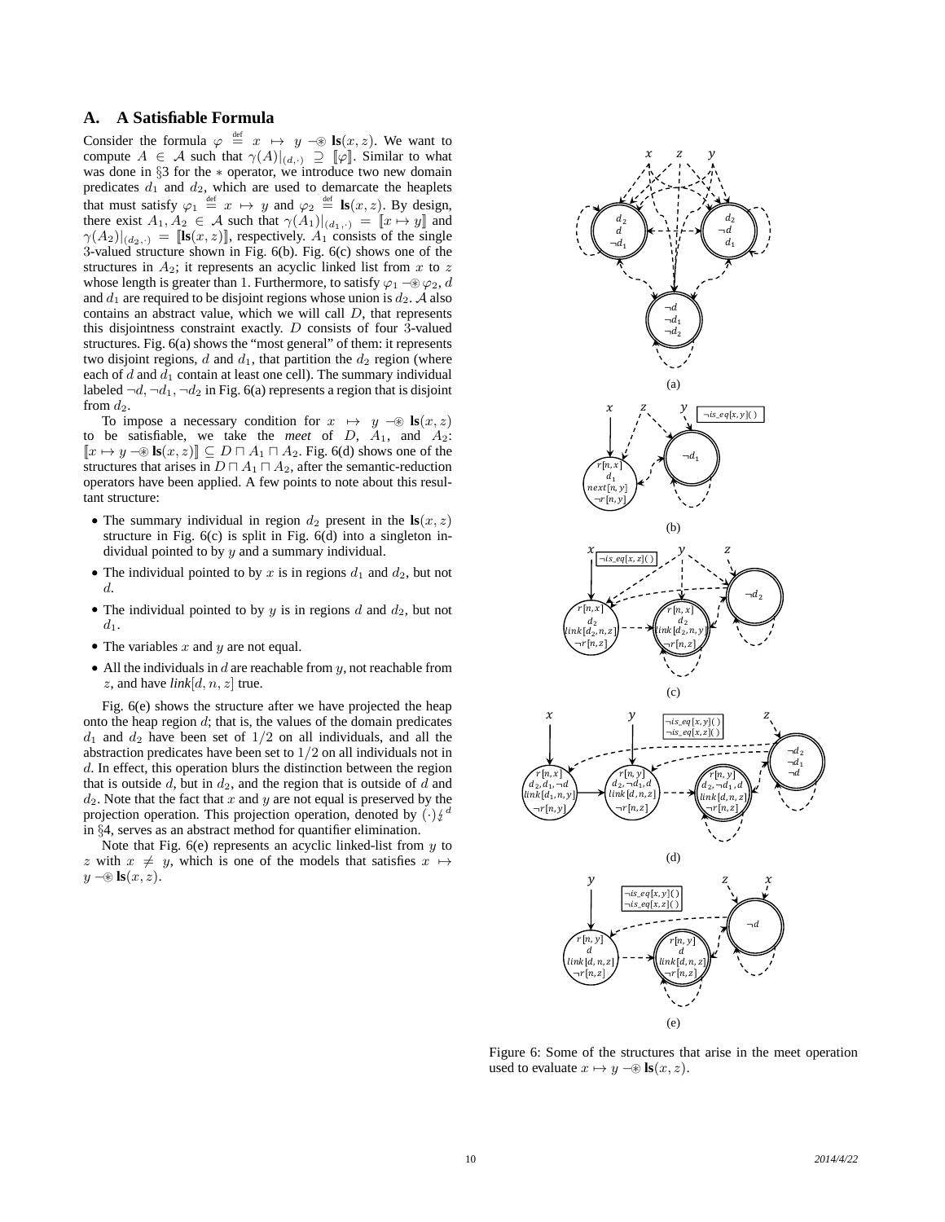## A. A Satisfiable Formula

Consider the formula $\varphi \stackrel{\text{def}}{=} x \mapsto y \multimap\!\circledast\, \mathbf{ls}(x, z)$. We want to compute $A \in \mathcal{A}$ such that $\gamma(A)|_{(d,\cdot)} \supseteq [\![\varphi]\!]$. Similar to what was done in §3 for the $*$ operator, we introduce two new domain predicates $d_1$ and $d_2$, which are used to demarcate the heaplets that must satisfy $\varphi_1 \stackrel{\text{def}}{=} x \mapsto y$ and $\varphi_2 \stackrel{\text{def}}{=} \mathbf{ls}(x, z)$. By design, there exist $A_1, A_2 \in \mathcal{A}$ such that $\gamma(A_1)|_{(d_1,\cdot)} = [\![x \mapsto y]\!]$ and $\gamma(A_2)|_{(d_2,\cdot)} = [\![\mathbf{ls}(x, z)]\!]$, respectively. $A_1$ consists of the single 3-valued structure shown in Fig. 6(b). Fig. 6(c) shows one of the structures in $A_2$; it represents an acyclic linked list from $x$ to $z$ whose length is greater than 1. Furthermore, to satisfy $\varphi_1 \multimap\!\circledast\, \varphi_2$, $d$ and $d_1$ are required to be disjoint regions whose union is $d_2$. $\mathcal{A}$ also contains an abstract value, which we will call $D$, that represents this disjointness constraint exactly. $D$ consists of four 3-valued structures. Fig. 6(a) shows the "most general" of them: it represents two disjoint regions, $d$ and $d_1$, that partition the $d_2$ region (where each of $d$ and $d_1$ contain at least one cell). The summary individual labeled $\neg d, \neg d_1, \neg d_2$ in Fig. 6(a) represents a region that is disjoint from $d_2$.

To impose a necessary condition for $x \mapsto y \multimap\!\circledast\, \mathbf{ls}(x, z)$ to be satisfiable, we take the *meet* of $D$, $A_1$, and $A_2$: $[\![x \mapsto y \multimap\!\circledast\, \mathbf{ls}(x, z)]\!] \subseteq D \sqcap A_1 \sqcap A_2$. Fig. 6(d) shows one of the structures that arises in $D \sqcap A_1 \sqcap A_2$, after the semantic-reduction operators have been applied. A few points to note about this resultant structure:

- The summary individual in region $d_2$ present in the $\mathbf{ls}(x, z)$ structure in Fig. 6(c) is split in Fig. 6(d) into a singleton individual pointed to by $y$ and a summary individual.
- The individual pointed to by $x$ is in regions $d_1$ and $d_2$, but not $d$.
- The individual pointed to by $y$ is in regions $d$ and $d_2$, but not $d_1$.
- The variables $x$ and $y$ are not equal.
- All the individuals in $d$ are reachable from $y$, not reachable from $z$, and have *link*$[d, n, z]$ true.

Fig. 6(e) shows the structure after we have projected the heap onto the heap region $d$; that is, the values of the domain predicates $d_1$ and $d_2$ have been set of $1/2$ on all individuals, and all the abstraction predicates have been set to $1/2$ on all individuals not in $d$. In effect, this operation blurs the distinction between the region that is outside $d$, but in $d_2$, and the region that is outside of $d$ and $d_2$. Note that the fact that $x$ and $y$ are not equal is preserved by the projection operation. This projection operation, denoted by $(\cdot)\not\downarrow^{d}$ in §4, serves as an abstract method for quantifier elimination.

Note that Fig. 6(e) represents an acyclic linked-list from $y$ to $z$ with $x \neq y$, which is one of the models that satisfies $x \mapsto y \multimap\!\circledast\, \mathbf{ls}(x, z)$.

(a)

(b)

(c)

(d)

(e)

Figure 6: Some of the structures that arise in the meet operation used to evaluate $x \mapsto y \multimap\!\circledast\, \mathbf{ls}(x, z)$.